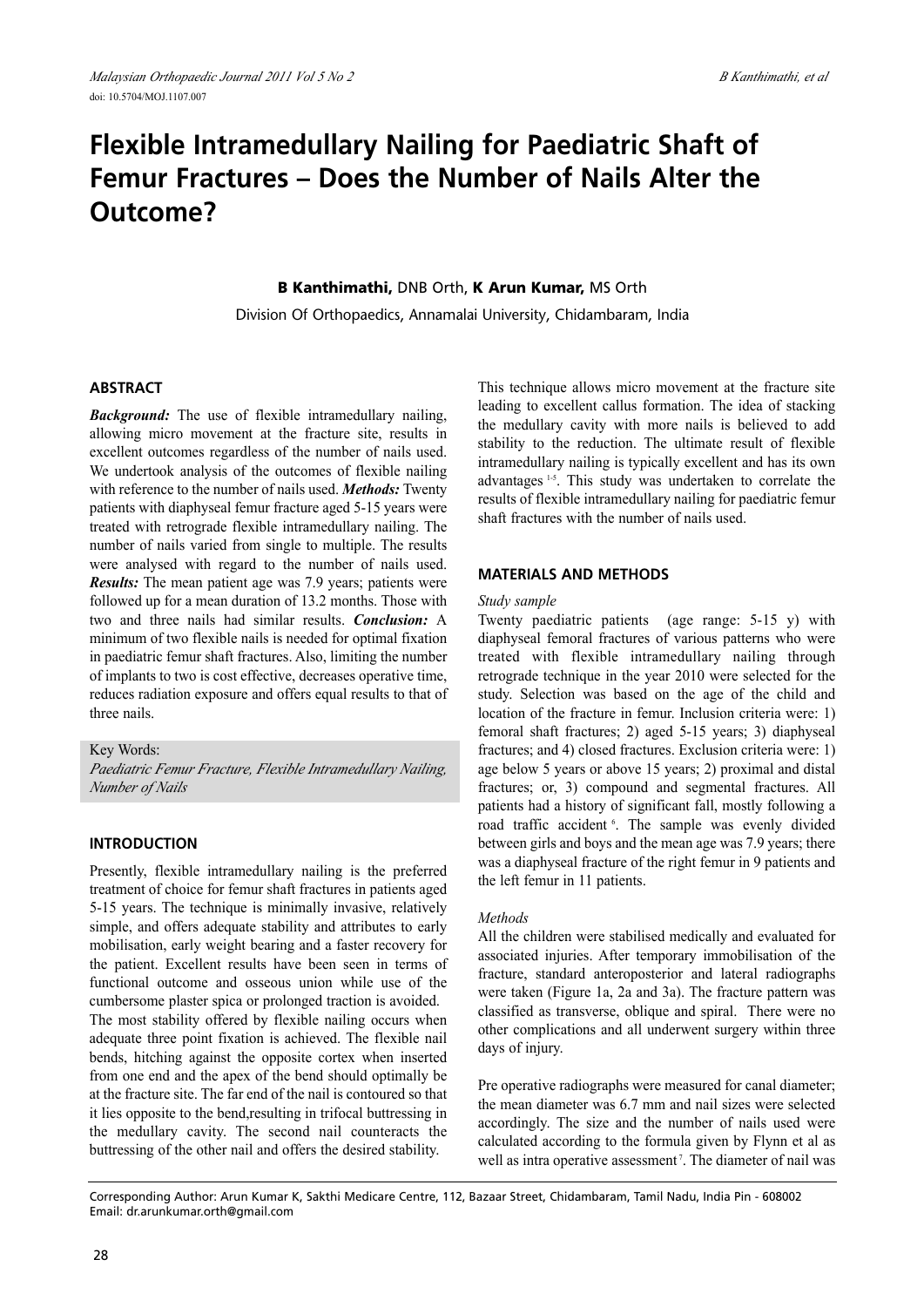# Flexible Intramedullary Nailing for Paediatric Shaft of Femur Fractures – Does the Number of Nails Alter the Outcome?

**B Kanthimathi,** DNB Orth, **K Arun Kumar,** MS Orth

Division Of Orthopaedics, Annamalai University, Chidambaram, India

## ABSTRACT

***Background:*** The use of flexible intramedullary nailing, allowing micro movement at the fracture site, results in excellent outcomes regardless of the number of nails used. We undertook analysis of the outcomes of flexible nailing with reference to the number of nails used. ***Methods:*** Twenty patients with diaphyseal femur fracture aged 5-15 years were treated with retrograde flexible intramedullary nailing. The number of nails varied from single to multiple. The results were analysed with regard to the number of nails used. ***Results:*** The mean patient age was 7.9 years; patients were followed up for a mean duration of 13.2 months. Those with two and three nails had similar results. ***Conclusion:*** A minimum of two flexible nails is needed for optimal fixation in paediatric femur shaft fractures. Also, limiting the number of implants to two is cost effective, decreases operative time, reduces radiation exposure and offers equal results to that of three nails.

Key Words:
*Paediatric Femur Fracture, Flexible Intramedullary Nailing, Number of Nails*

## INTRODUCTION

Presently, flexible intramedullary nailing is the preferred treatment of choice for femur shaft fractures in patients aged 5-15 years. The technique is minimally invasive, relatively simple, and offers adequate stability and attributes to early mobilisation, early weight bearing and a faster recovery for the patient. Excellent results have been seen in terms of functional outcome and osseous union while use of the cumbersome plaster spica or prolonged traction is avoided.

The most stability offered by flexible nailing occurs when adequate three point fixation is achieved. The flexible nail bends, hitching against the opposite cortex when inserted from one end and the apex of the bend should optimally be at the fracture site. The far end of the nail is contoured so that it lies opposite to the bend,resulting in trifocal buttressing in the medullary cavity. The second nail counteracts the buttressing of the other nail and offers the desired stability.

This technique allows micro movement at the fracture site leading to excellent callus formation. The idea of stacking the medullary cavity with more nails is believed to add stability to the reduction. The ultimate result of flexible intramedullary nailing is typically excellent and has its own advantages [1-5]. This study was undertaken to correlate the results of flexible intramedullary nailing for paediatric femur shaft fractures with the number of nails used.

## MATERIALS AND METHODS

*Study sample*

Twenty paediatric patients (age range: 5-15 y) with diaphyseal femoral fractures of various patterns who were treated with flexible intramedullary nailing through retrograde technique in the year 2010 were selected for the study. Selection was based on the age of the child and location of the fracture in femur. Inclusion criteria were: 1) femoral shaft fractures; 2) aged 5-15 years; 3) diaphyseal fractures; and 4) closed fractures. Exclusion criteria were: 1) age below 5 years or above 15 years; 2) proximal and distal fractures; or, 3) compound and segmental fractures. All patients had a history of significant fall, mostly following a road traffic accident [6]. The sample was evenly divided between girls and boys and the mean age was 7.9 years; there was a diaphyseal fracture of the right femur in 9 patients and the left femur in 11 patients.

*Methods*

All the children were stabilised medically and evaluated for associated injuries. After temporary immobilisation of the fracture, standard anteroposterior and lateral radiographs were taken (Figure 1a, 2a and 3a). The fracture pattern was classified as transverse, oblique and spiral. There were no other complications and all underwent surgery within three days of injury.

Pre operative radiographs were measured for canal diameter; the mean diameter was 6.7 mm and nail sizes were selected accordingly. The size and the number of nails used were calculated according to the formula given by Flynn et al as well as intra operative assessment [7]. The diameter of nail was

Corresponding Author: Arun Kumar K, Sakthi Medicare Centre, 112, Bazaar Street, Chidambaram, Tamil Nadu, India Pin - 608002
Email: dr.arunkumar.orth@gmail.com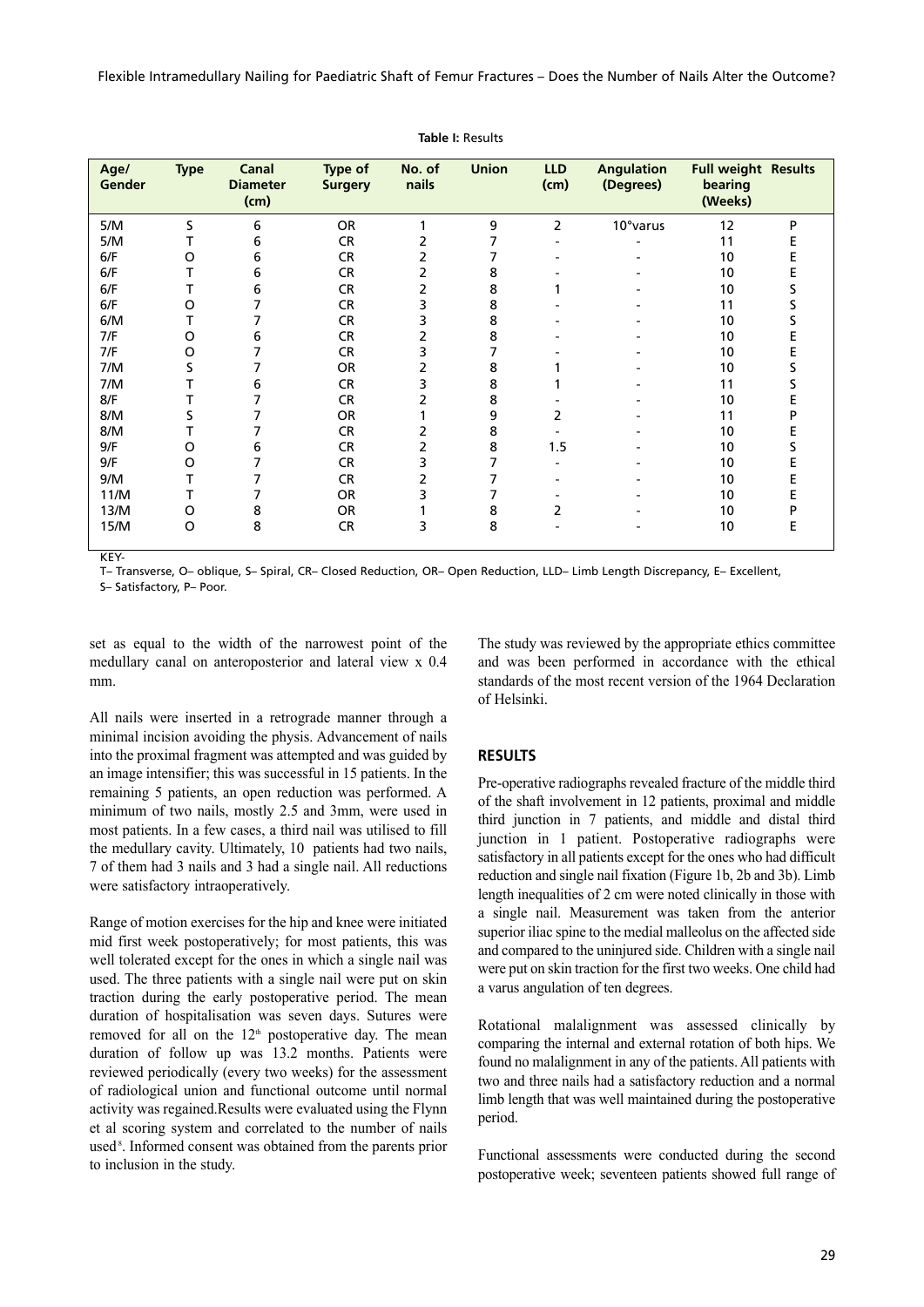**Table I:** Results

| Age/ Gender | Type | Canal Diameter (cm) | Type of Surgery | No. of nails | Union | LLD (cm) | Angulation (Degrees) | Full weight bearing (Weeks) | Results |
|---|---|---|---|---|---|---|---|---|---|
| 5/M | S | 6 | OR | 1 | 9 | 2 | 10°varus | 12 | P |
| 5/M | T | 6 | CR | 2 | 7 | - | - | 11 | E |
| 6/F | O | 6 | CR | 2 | 7 | - | - | 10 | E |
| 6/F | T | 6 | CR | 2 | 8 | - | - | 10 | E |
| 6/F | T | 6 | CR | 2 | 8 | 1 | - | 10 | S |
| 6/F | O | 7 | CR | 3 | 8 | - | - | 11 | S |
| 6/M | T | 7 | CR | 3 | 8 | - | - | 10 | S |
| 7/F | O | 6 | CR | 2 | 8 | - | - | 10 | E |
| 7/F | O | 7 | CR | 3 | 7 | - | - | 10 | E |
| 7/M | S | 7 | OR | 2 | 8 | 1 | - | 10 | S |
| 7/M | T | 6 | CR | 3 | 8 | 1 | - | 11 | S |
| 8/F | T | 7 | CR | 2 | 8 | - | - | 10 | E |
| 8/M | S | 7 | OR | 1 | 9 | 2 | - | 11 | P |
| 8/M | T | 7 | CR | 2 | 8 | - | - | 10 | E |
| 9/F | O | 6 | CR | 2 | 8 | 1.5 | - | 10 | S |
| 9/F | O | 7 | CR | 3 | 7 | - | - | 10 | E |
| 9/M | T | 7 | CR | 2 | 7 | - | - | 10 | E |
| 11/M | T | 7 | OR | 3 | 7 | - | - | 10 | E |
| 13/M | O | 8 | OR | 1 | 8 | 2 | - | 10 | P |
| 15/M | O | 8 | CR | 3 | 8 | - | - | 10 | E |

KEY-
T– Transverse, O– oblique, S– Spiral, CR– Closed Reduction, OR– Open Reduction, LLD– Limb Length Discrepancy, E– Excellent, S– Satisfactory, P– Poor.

set as equal to the width of the narrowest point of the medullary canal on anteroposterior and lateral view x 0.4 mm.

All nails were inserted in a retrograde manner through a minimal incision avoiding the physis. Advancement of nails into the proximal fragment was attempted and was guided by an image intensifier; this was successful in 15 patients. In the remaining 5 patients, an open reduction was performed. A minimum of two nails, mostly 2.5 and 3mm, were used in most patients. In a few cases, a third nail was utilised to fill the medullary cavity. Ultimately, 10 patients had two nails, 7 of them had 3 nails and 3 had a single nail. All reductions were satisfactory intraoperatively.

Range of motion exercises for the hip and knee were initiated mid first week postoperatively; for most patients, this was well tolerated except for the ones in which a single nail was used. The three patients with a single nail were put on skin traction during the early postoperative period. The mean duration of hospitalisation was seven days. Sutures were removed for all on the 12th postoperative day. The mean duration of follow up was 13.2 months. Patients were reviewed periodically (every two weeks) for the assessment of radiological union and functional outcome until normal activity was regained.Results were evaluated using the Flynn et al scoring system and correlated to the number of nails used[8]. Informed consent was obtained from the parents prior to inclusion in the study.

The study was reviewed by the appropriate ethics committee and was been performed in accordance with the ethical standards of the most recent version of the 1964 Declaration of Helsinki.

## RESULTS

Pre-operative radiographs revealed fracture of the middle third of the shaft involvement in 12 patients, proximal and middle third junction in 7 patients, and middle and distal third junction in 1 patient. Postoperative radiographs were satisfactory in all patients except for the ones who had difficult reduction and single nail fixation (Figure 1b, 2b and 3b). Limb length inequalities of 2 cm were noted clinically in those with a single nail. Measurement was taken from the anterior superior iliac spine to the medial malleolus on the affected side and compared to the uninjured side. Children with a single nail were put on skin traction for the first two weeks. One child had a varus angulation of ten degrees.

Rotational malalignment was assessed clinically by comparing the internal and external rotation of both hips. We found no malalignment in any of the patients. All patients with two and three nails had a satisfactory reduction and a normal limb length that was well maintained during the postoperative period.

Functional assessments were conducted during the second postoperative week; seventeen patients showed full range of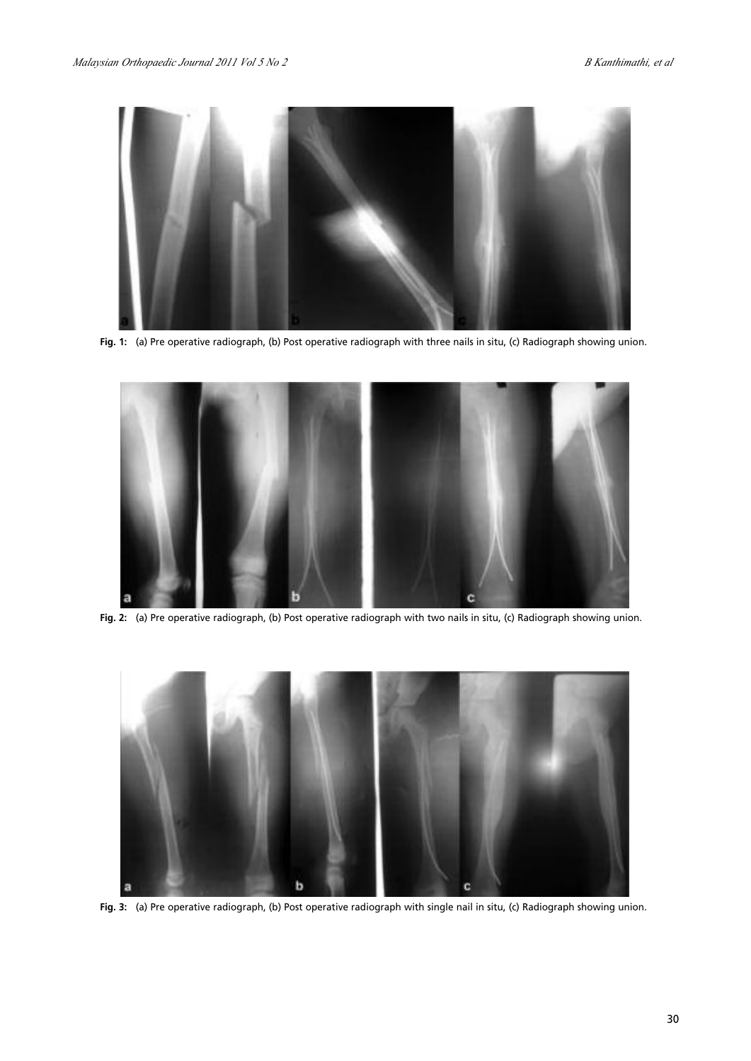**Fig. 1:** (a) Pre operative radiograph, (b) Post operative radiograph with three nails in situ, (c) Radiograph showing union.

**Fig. 2:** (a) Pre operative radiograph, (b) Post operative radiograph with two nails in situ, (c) Radiograph showing union.

**Fig. 3:** (a) Pre operative radiograph, (b) Post operative radiograph with single nail in situ, (c) Radiograph showing union.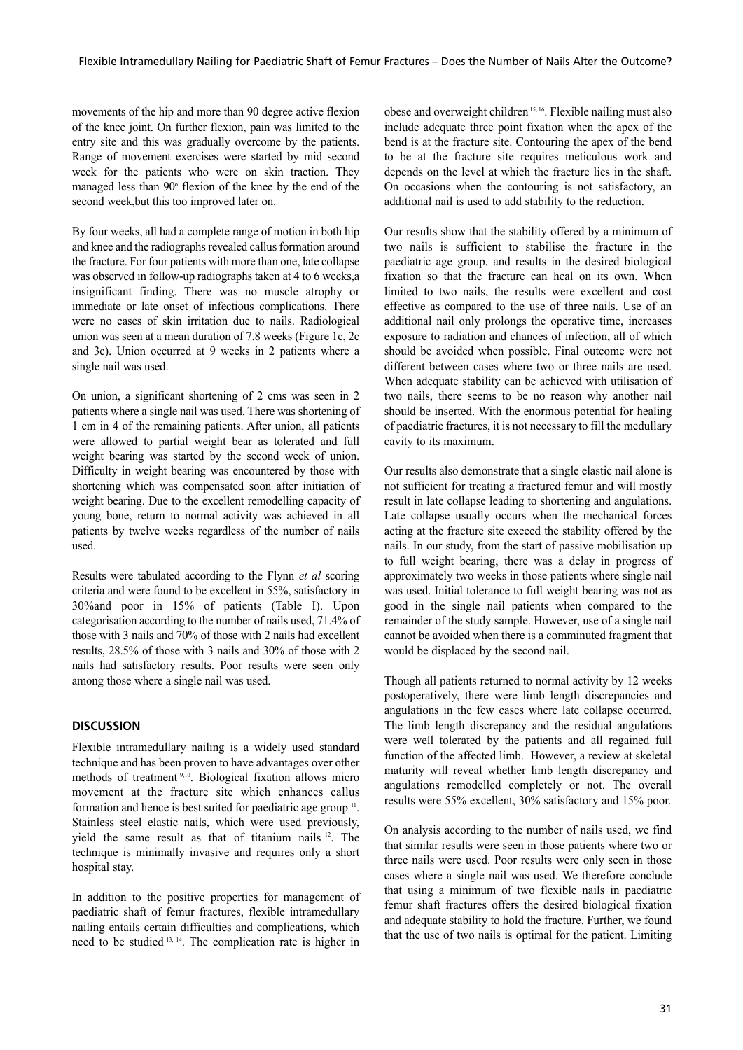movements of the hip and more than 90 degree active flexion of the knee joint. On further flexion, pain was limited to the entry site and this was gradually overcome by the patients. Range of movement exercises were started by mid second week for the patients who were on skin traction. They managed less than 90° flexion of the knee by the end of the second week,but this too improved later on.

By four weeks, all had a complete range of motion in both hip and knee and the radiographs revealed callus formation around the fracture. For four patients with more than one, late collapse was observed in follow-up radiographs taken at 4 to 6 weeks,a insignificant finding. There was no muscle atrophy or immediate or late onset of infectious complications. There were no cases of skin irritation due to nails. Radiological union was seen at a mean duration of 7.8 weeks (Figure 1c, 2c and 3c). Union occurred at 9 weeks in 2 patients where a single nail was used.

On union, a significant shortening of 2 cms was seen in 2 patients where a single nail was used. There was shortening of 1 cm in 4 of the remaining patients. After union, all patients were allowed to partial weight bear as tolerated and full weight bearing was started by the second week of union. Difficulty in weight bearing was encountered by those with shortening which was compensated soon after initiation of weight bearing. Due to the excellent remodelling capacity of young bone, return to normal activity was achieved in all patients by twelve weeks regardless of the number of nails used.

Results were tabulated according to the Flynn *et al* scoring criteria and were found to be excellent in 55%, satisfactory in 30%and poor in 15% of patients (Table I). Upon categorisation according to the number of nails used, 71.4% of those with 3 nails and 70% of those with 2 nails had excellent results, 28.5% of those with 3 nails and 30% of those with 2 nails had satisfactory results. Poor results were seen only among those where a single nail was used.

## DISCUSSION

Flexible intramedullary nailing is a widely used standard technique and has been proven to have advantages over other methods of treatment [9,10]. Biological fixation allows micro movement at the fracture site which enhances callus formation and hence is best suited for paediatric age group [11]. Stainless steel elastic nails, which were used previously, yield the same result as that of titanium nails [12]. The technique is minimally invasive and requires only a short hospital stay.

In addition to the positive properties for management of paediatric shaft of femur fractures, flexible intramedullary nailing entails certain difficulties and complications, which need to be studied [13, 14]. The complication rate is higher in obese and overweight children [15, 16]. Flexible nailing must also include adequate three point fixation when the apex of the bend is at the fracture site. Contouring the apex of the bend to be at the fracture site requires meticulous work and depends on the level at which the fracture lies in the shaft. On occasions when the contouring is not satisfactory, an additional nail is used to add stability to the reduction.

Our results show that the stability offered by a minimum of two nails is sufficient to stabilise the fracture in the paediatric age group, and results in the desired biological fixation so that the fracture can heal on its own. When limited to two nails, the results were excellent and cost effective as compared to the use of three nails. Use of an additional nail only prolongs the operative time, increases exposure to radiation and chances of infection, all of which should be avoided when possible. Final outcome were not different between cases where two or three nails are used. When adequate stability can be achieved with utilisation of two nails, there seems to be no reason why another nail should be inserted. With the enormous potential for healing of paediatric fractures, it is not necessary to fill the medullary cavity to its maximum.

Our results also demonstrate that a single elastic nail alone is not sufficient for treating a fractured femur and will mostly result in late collapse leading to shortening and angulations. Late collapse usually occurs when the mechanical forces acting at the fracture site exceed the stability offered by the nails. In our study, from the start of passive mobilisation up to full weight bearing, there was a delay in progress of approximately two weeks in those patients where single nail was used. Initial tolerance to full weight bearing was not as good in the single nail patients when compared to the remainder of the study sample. However, use of a single nail cannot be avoided when there is a comminuted fragment that would be displaced by the second nail.

Though all patients returned to normal activity by 12 weeks postoperatively, there were limb length discrepancies and angulations in the few cases where late collapse occurred. The limb length discrepancy and the residual angulations were well tolerated by the patients and all regained full function of the affected limb. However, a review at skeletal maturity will reveal whether limb length discrepancy and angulations remodelled completely or not. The overall results were 55% excellent, 30% satisfactory and 15% poor.

On analysis according to the number of nails used, we find that similar results were seen in those patients where two or three nails were used. Poor results were only seen in those cases where a single nail was used. We therefore conclude that using a minimum of two flexible nails in paediatric femur shaft fractures offers the desired biological fixation and adequate stability to hold the fracture. Further, we found that the use of two nails is optimal for the patient. Limiting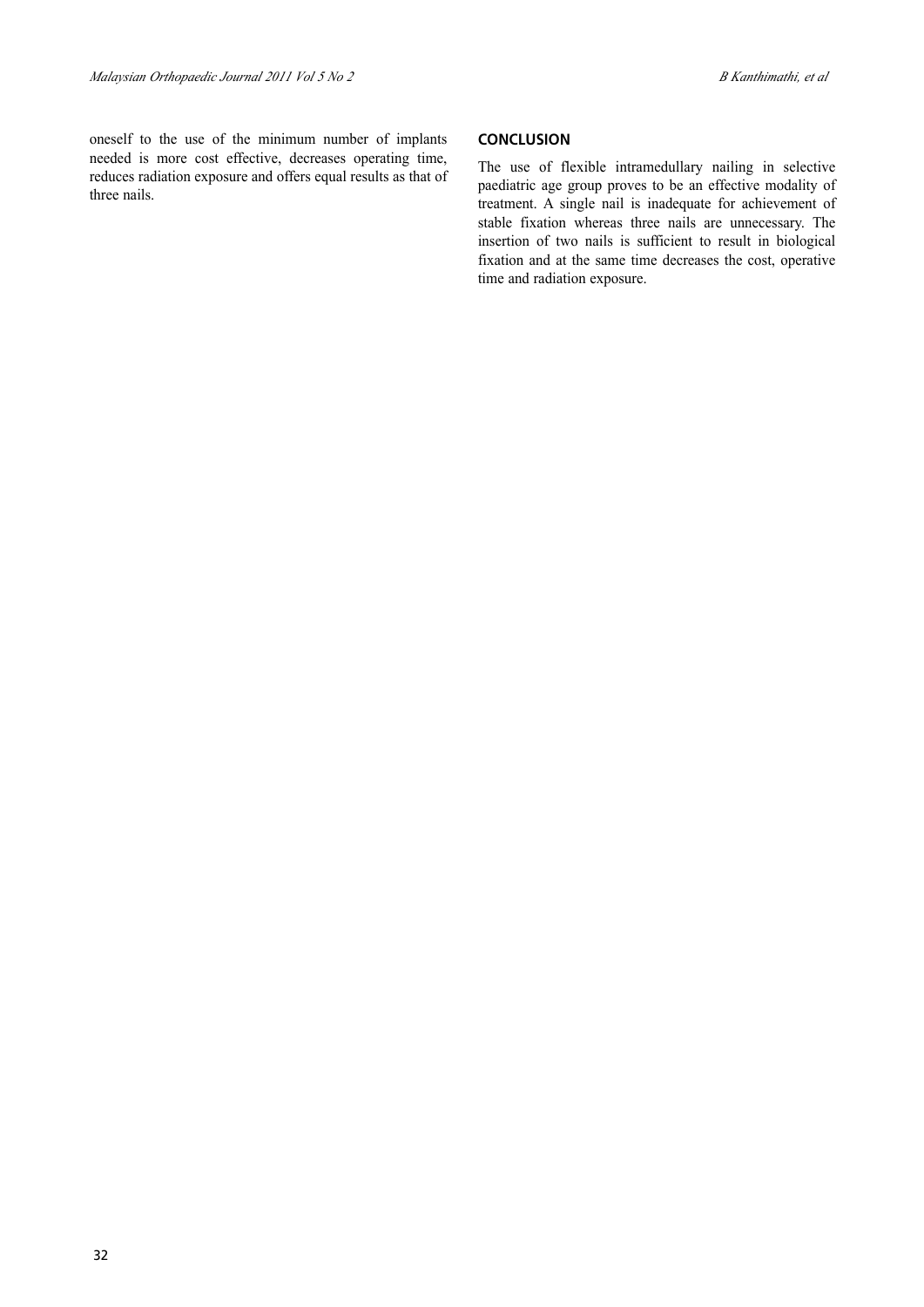oneself to the use of the minimum number of implants needed is more cost effective, decreases operating time, reduces radiation exposure and offers equal results as that of three nails.

## CONCLUSION

The use of flexible intramedullary nailing in selective paediatric age group proves to be an effective modality of treatment. A single nail is inadequate for achievement of stable fixation whereas three nails are unnecessary. The insertion of two nails is sufficient to result in biological fixation and at the same time decreases the cost, operative time and radiation exposure.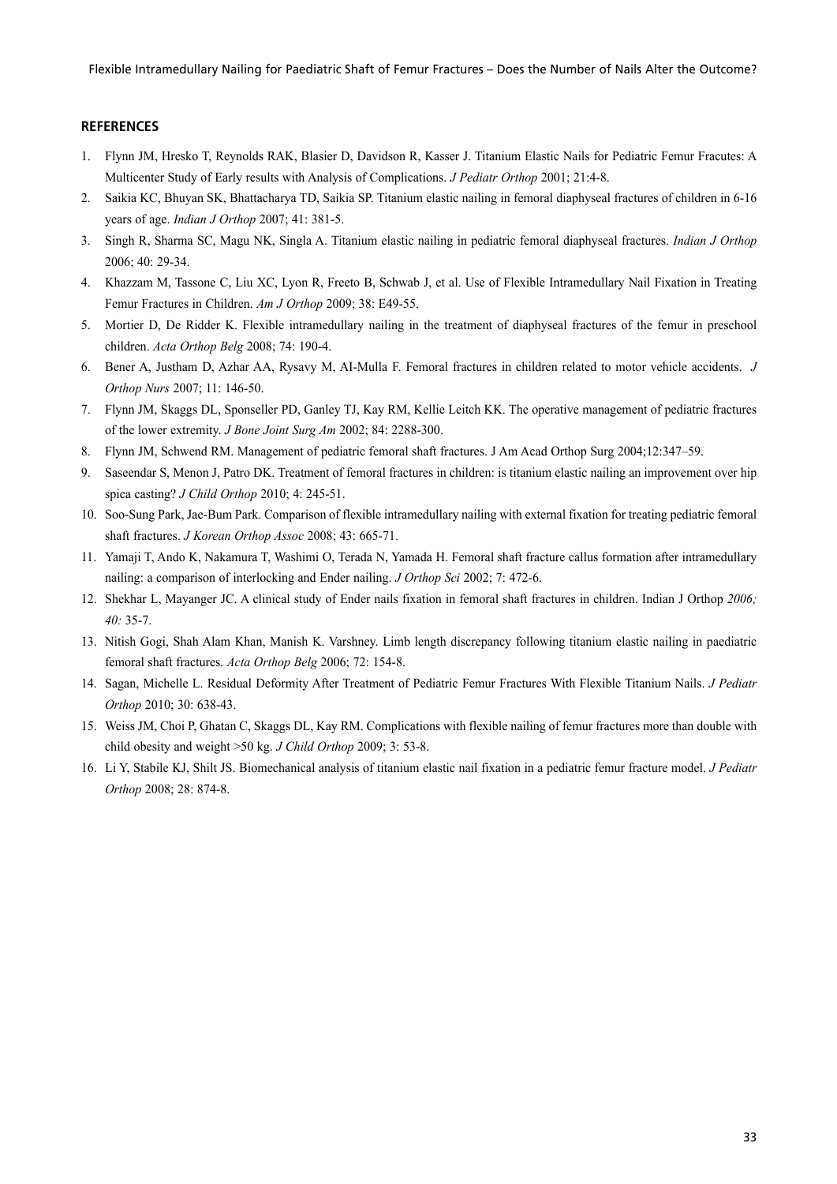## REFERENCES

1. Flynn JM, Hresko T, Reynolds RAK, Blasier D, Davidson R, Kasser J. Titanium Elastic Nails for Pediatric Femur Fracutes: A Multicenter Study of Early results with Analysis of Complications. *J Pediatr Orthop* 2001; 21:4-8.
2. Saikia KC, Bhuyan SK, Bhattacharya TD, Saikia SP. Titanium elastic nailing in femoral diaphyseal fractures of children in 6-16 years of age. *Indian J Orthop* 2007; 41: 381-5.
3. Singh R, Sharma SC, Magu NK, Singla A. Titanium elastic nailing in pediatric femoral diaphyseal fractures. *Indian J Orthop* 2006; 40: 29-34.
4. Khazzam M, Tassone C, Liu XC, Lyon R, Freeto B, Schwab J, et al. Use of Flexible Intramedullary Nail Fixation in Treating Femur Fractures in Children. *Am J Orthop* 2009; 38: E49-55.
5. Mortier D, De Ridder K. Flexible intramedullary nailing in the treatment of diaphyseal fractures of the femur in preschool children. *Acta Orthop Belg* 2008; 74: 190-4.
6. Bener A, Justham D, Azhar AA, Rysavy M, AI-Mulla F. Femoral fractures in children related to motor vehicle accidents. *J Orthop Nurs* 2007; 11: 146-50.
7. Flynn JM, Skaggs DL, Sponseller PD, Ganley TJ, Kay RM, Kellie Leitch KK. The operative management of pediatric fractures of the lower extremity. *J Bone Joint Surg Am* 2002; 84: 2288-300.
8. Flynn JM, Schwend RM. Management of pediatric femoral shaft fractures. J Am Acad Orthop Surg 2004;12:347–59.
9. Saseendar S, Menon J, Patro DK. Treatment of femoral fractures in children: is titanium elastic nailing an improvement over hip spica casting? *J Child Orthop* 2010; 4: 245-51.
10. Soo-Sung Park, Jae-Bum Park. Comparison of flexible intramedullary nailing with external fixation for treating pediatric femoral shaft fractures. *J Korean Orthop Assoc* 2008; 43: 665-71.
11. Yamaji T, Ando K, Nakamura T, Washimi O, Terada N, Yamada H. Femoral shaft fracture callus formation after intramedullary nailing: a comparison of interlocking and Ender nailing. *J Orthop Sci* 2002; 7: 472-6.
12. Shekhar L, Mayanger JC. A clinical study of Ender nails fixation in femoral shaft fractures in children. Indian J Orthop *2006; 40:* 35-7.
13. Nitish Gogi, Shah Alam Khan, Manish K. Varshney. Limb length discrepancy following titanium elastic nailing in paediatric femoral shaft fractures. *Acta Orthop Belg* 2006; 72: 154-8.
14. Sagan, Michelle L. Residual Deformity After Treatment of Pediatric Femur Fractures With Flexible Titanium Nails. *J Pediatr Orthop* 2010; 30: 638-43.
15. Weiss JM, Choi P, Ghatan C, Skaggs DL, Kay RM. Complications with flexible nailing of femur fractures more than double with child obesity and weight >50 kg. *J Child Orthop* 2009; 3: 53-8.
16. Li Y, Stabile KJ, Shilt JS. Biomechanical analysis of titanium elastic nail fixation in a pediatric femur fracture model. *J Pediatr Orthop* 2008; 28: 874-8.